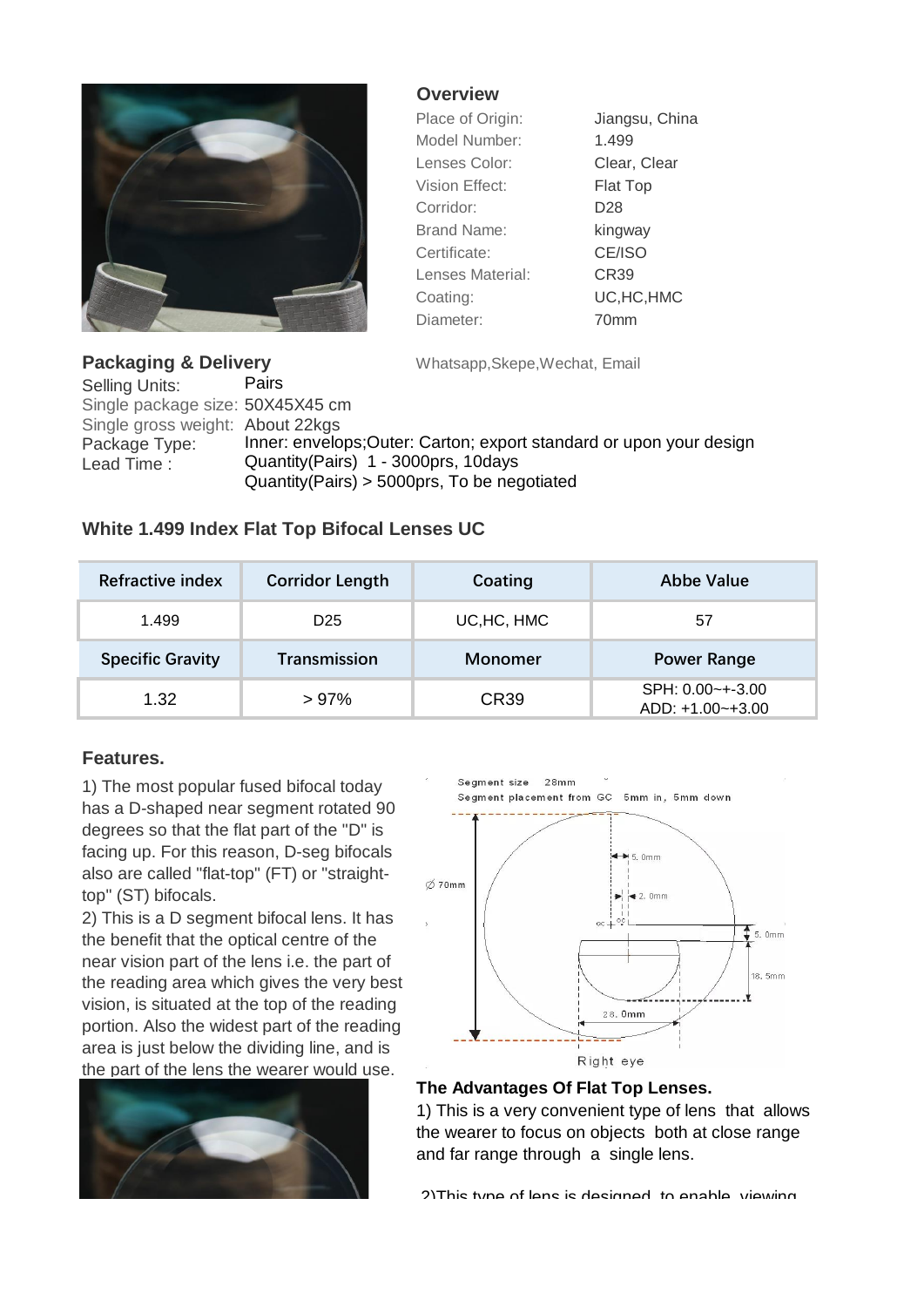## Overview

| | |
|---|---|
| Place of Origin: | Jiangsu, China |
| Model Number: | 1.499 |
| Lenses Color: | Clear, Clear |
| Vision Effect: | Flat Top |
| Corridor: | D28 |
| Brand Name: | kingway |
| Certificate: | CE/ISO |
| Lenses Material: | CR39 |
| Coating: | UC,HC,HMC |
| Diameter: | 70mm |

Whatsapp,Skepe,Wechat, Email

## Packaging & Delivery

Selling Units: Pairs
Single package size: 50X45X45 cm
Single gross weight: About 22kgs
Package Type: Inner: envelops;Outer: Carton; export standard or upon your design
Lead Time : Quantity(Pairs) 1 - 3000prs, 10days
Quantity(Pairs) > 5000prs, To be negotiated

## White 1.499 Index Flat Top Bifocal Lenses UC

| Refractive index | Corridor Length | Coating | Abbe Value |
|---|---|---|---|
| 1.499 | D25 | UC,HC, HMC | 57 |
| **Specific Gravity** | **Transmission** | **Monomer** | **Power Range** |
| 1.32 | > 97% | CR39 | SPH: 0.00~+-3.00<br>ADD: +1.00~+3.00 |

## Features.

1) The most popular fused bifocal today has a D-shaped near segment rotated 90 degrees so that the flat part of the "D" is facing up. For this reason, D-seg bifocals also are called "flat-top" (FT) or "straight-top" (ST) bifocals.

2) This is a D segment bifocal lens. It has the benefit that the optical centre of the near vision part of the lens i.e. the part of the reading area which gives the very best vision, is situated at the top of the reading portion. Also the widest part of the reading area is just below the dividing line, and is the part of the lens the wearer would use.

Segment size 28mm
Segment placement from GC 5mm in, 5mm down
Ø 70mm
5.0mm
2.0mm
5.0mm
18.5mm
28.0mm
Right eye

### The Advantages Of Flat Top Lenses.

1) This is a very convenient type of lens that allows the wearer to focus on objects both at close range and far range through a single lens.

2)This type of lens is designed to enable viewing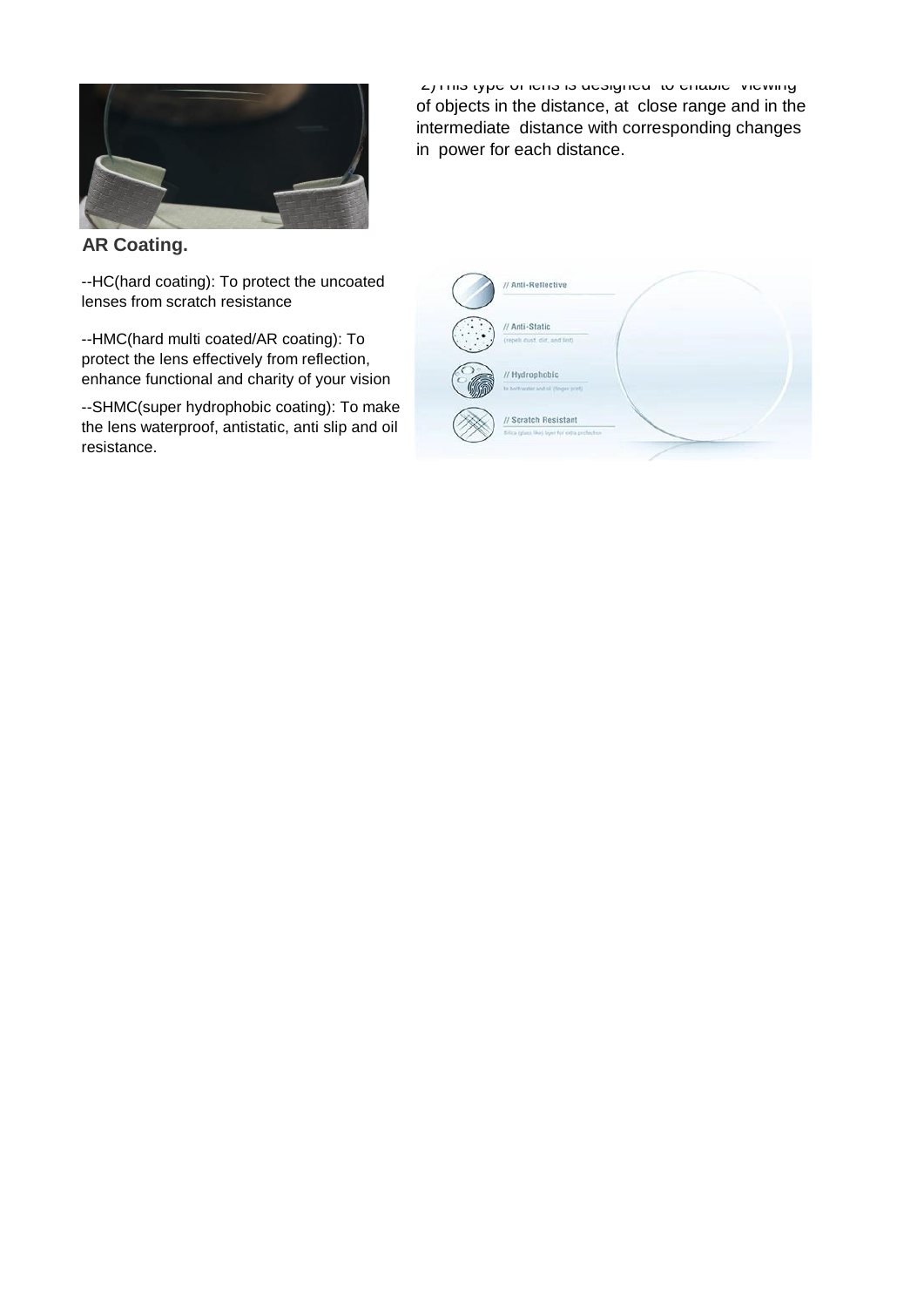2)This type of lens is designed to enable viewing of objects in the distance, at close range and in the intermediate distance with corresponding changes in power for each distance.

**AR Coating.**

--HC(hard coating): To protect the uncoated lenses from scratch resistance

--HMC(hard multi coated/AR coating): To protect the lens effectively from reflection, enhance functional and charity of your vision

--SHMC(super hydrophobic coating): To make the lens waterproof, antistatic, anti slip and oil resistance.